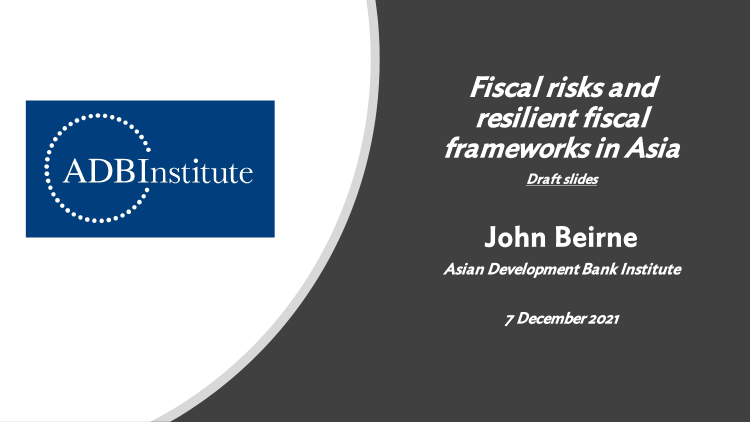ADBInstitute

# *Fiscal risks and resilient fiscal frameworks in Asia*

***Draft slides***

## John Beirne

***Asian Development Bank Institute***

***7 December 2021***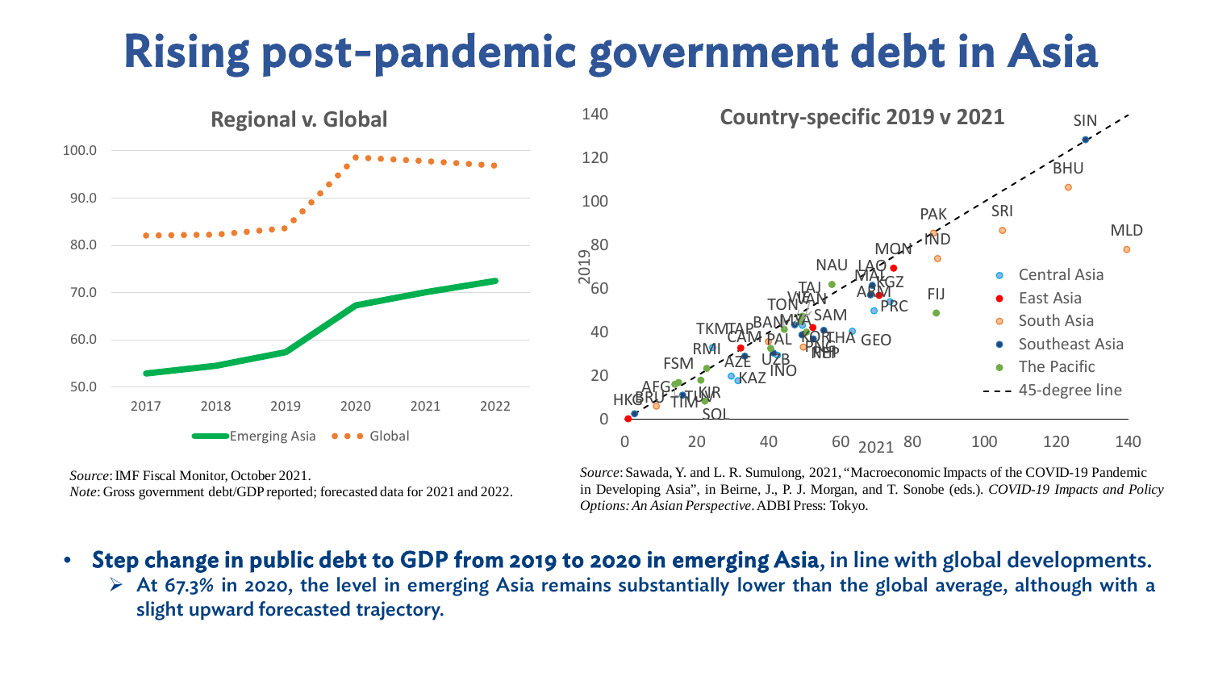# Rising post-pandemic government debt in Asia

**Regional v. Global**

*Source*: IMF Fiscal Monitor, October 2021.
*Note*: Gross government debt/GDP reported; forecasted data for 2021 and 2022.

**Country-specific 2019 v 2021**

*Source*: Sawada, Y. and L. R. Sumulong, 2021, "Macroeconomic Impacts of the COVID-19 Pandemic in Developing Asia", in Beirne, J., P. J. Morgan, and T. Sonobe (eds.). *COVID-19 Impacts and Policy Options: An Asian Perspective*. ADBI Press: Tokyo.

- **Step change in public debt to GDP from 2019 to 2020 in emerging Asia**, in line with global developments.
  - At 67.3% in 2020, the level in emerging Asia remains substantially lower than the global average, although with a slight upward forecasted trajectory.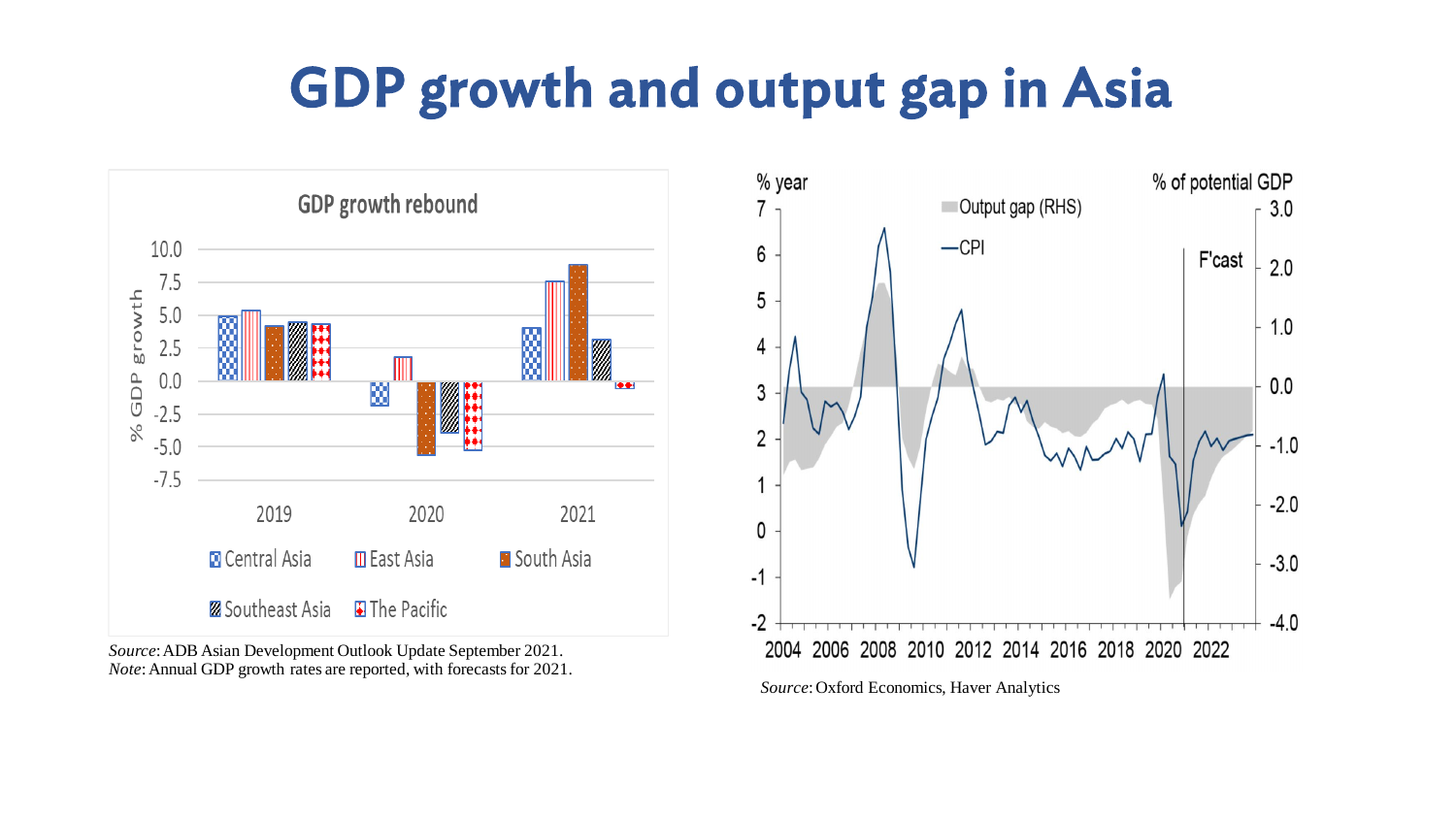# GDP growth and output gap in Asia

GDP growth rebound

% GDP growth

2019 2020 2021

Central Asia, East Asia, South Asia, Southeast Asia, The Pacific

*Source*: ADB Asian Development Outlook Update September 2021.
*Note*: Annual GDP growth rates are reported, with forecasts for 2021.

% year — Output gap (RHS) — CPI — % of potential GDP — F'cast

*Source*: Oxford Economics, Haver Analytics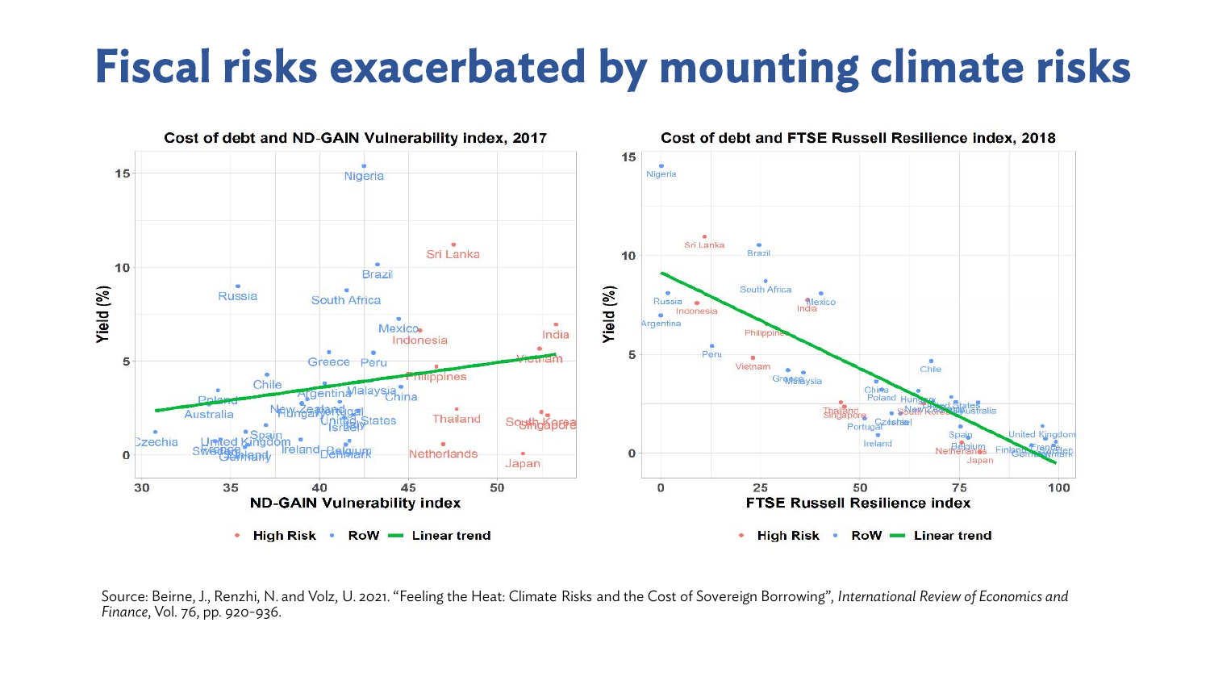# Fiscal risks exacerbated by mounting climate risks

**Cost of debt and ND-GAIN Vulnerability index, 2017**

**Cost of debt and FTSE Russell Resilience index, 2018**

Source: Beirne, J., Renzhi, N. and Volz, U. 2021. "Feeling the Heat: Climate Risks and the Cost of Sovereign Borrowing", *International Review of Economics and Finance*, Vol. 76, pp. 920-936.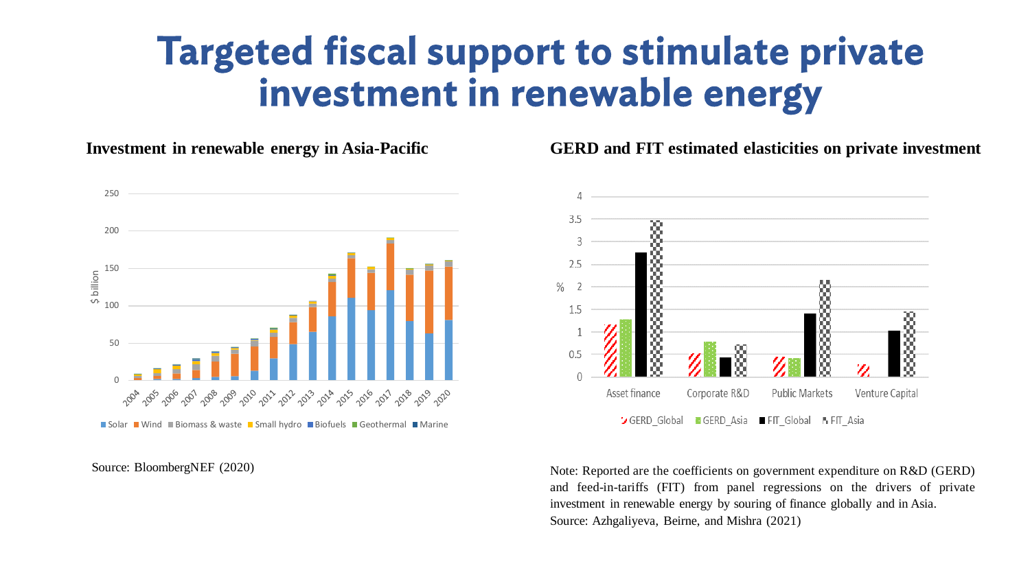# Targeted fiscal support to stimulate private investment in renewable energy

**Investment in renewable energy in Asia-Pacific**

Source: BloombergNEF (2020)

**GERD and FIT estimated elasticities on private investment**

Note: Reported are the coefficients on government expenditure on R&D (GERD) and feed-in-tariffs (FIT) from panel regressions on the drivers of private investment in renewable energy by souring of finance globally and in Asia.
Source: Azhgaliyeva, Beirne, and Mishra (2021)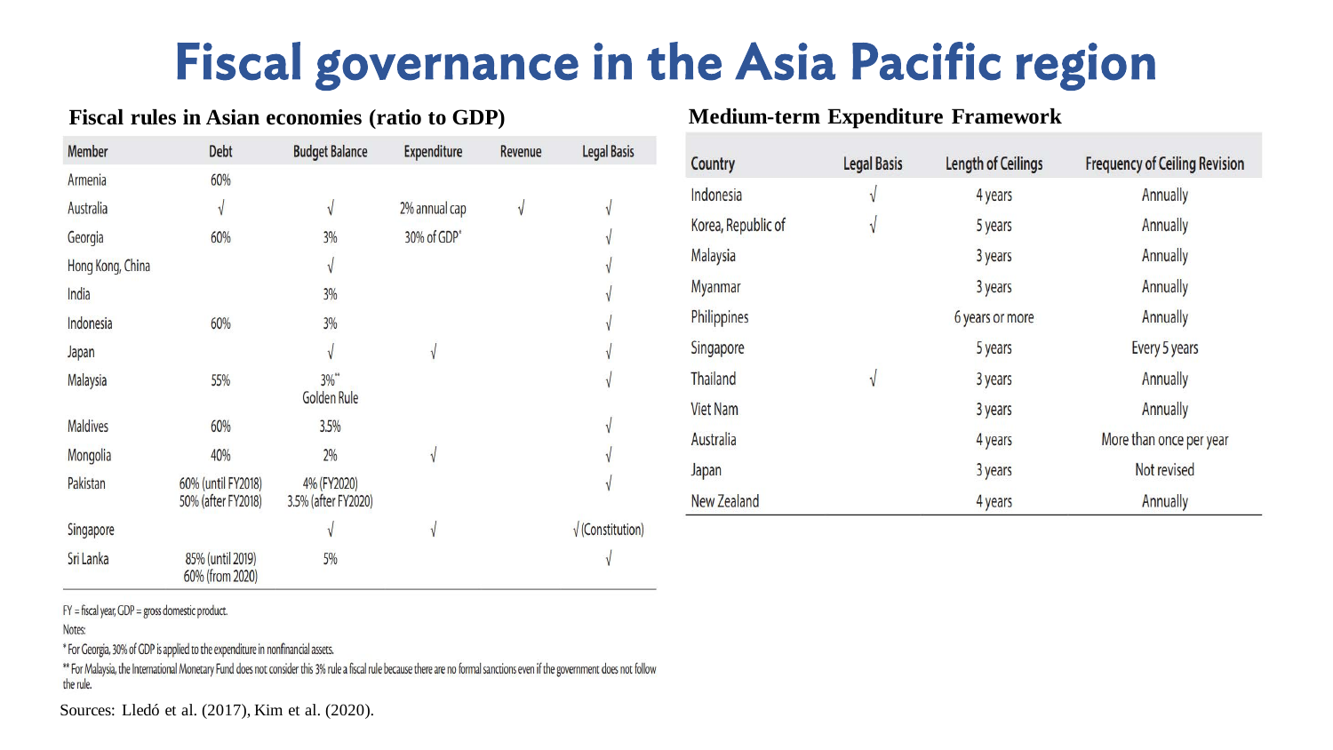# Fiscal governance in the Asia Pacific region

**Fiscal rules in Asian economies (ratio to GDP)**

| Member | Debt | Budget Balance | Expenditure | Revenue | Legal Basis |
|---|---|---|---|---|---|
| Armenia | 60% | | | | |
| Australia | √ | √ | 2% annual cap | √ | √ |
| Georgia | 60% | 3% | 30% of GDP* | | √ |
| Hong Kong, China | | √ | | | √ |
| India | | 3% | | | √ |
| Indonesia | 60% | 3% | | | √ |
| Japan | | √ | √ | | √ |
| Malaysia | 55% | 3%** Golden Rule | | | √ |
| Maldives | 60% | 3.5% | | | √ |
| Mongolia | 40% | 2% | √ | | √ |
| Pakistan | 60% (until FY2018) 50% (after FY2018) | 4% (FY2020) 3.5% (after FY2020) | | | √ |
| Singapore | | √ | √ | | √ (Constitution) |
| Sri Lanka | 85% (until 2019) 60% (from 2020) | 5% | | | √ |

FY = fiscal year, GDP = gross domestic product.

Notes:

* For Georgia, 30% of GDP is applied to the expenditure in nonfinancial assets.

** For Malaysia, the International Monetary Fund does not consider this 3% rule a fiscal rule because there are no formal sanctions even if the government does not follow the rule.

Sources: Lledó et al. (2017), Kim et al. (2020).

**Medium-term Expenditure Framework**

| Country | Legal Basis | Length of Ceilings | Frequency of Ceiling Revision |
|---|---|---|---|
| Indonesia | √ | 4 years | Annually |
| Korea, Republic of | √ | 5 years | Annually |
| Malaysia | | 3 years | Annually |
| Myanmar | | 3 years | Annually |
| Philippines | | 6 years or more | Annually |
| Singapore | | 5 years | Every 5 years |
| Thailand | √ | 3 years | Annually |
| Viet Nam | | 3 years | Annually |
| Australia | | 4 years | More than once per year |
| Japan | | 3 years | Not revised |
| New Zealand | | 4 years | Annually |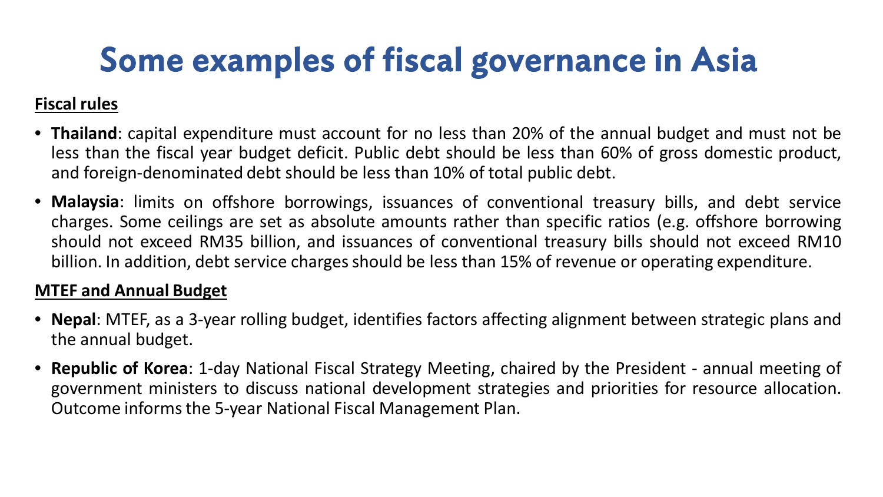# Some examples of fiscal governance in Asia

**Fiscal rules**

- **Thailand**: capital expenditure must account for no less than 20% of the annual budget and must not be less than the fiscal year budget deficit. Public debt should be less than 60% of gross domestic product, and foreign-denominated debt should be less than 10% of total public debt.
- **Malaysia**: limits on offshore borrowings, issuances of conventional treasury bills, and debt service charges. Some ceilings are set as absolute amounts rather than specific ratios (e.g. offshore borrowing should not exceed RM35 billion, and issuances of conventional treasury bills should not exceed RM10 billion. In addition, debt service charges should be less than 15% of revenue or operating expenditure.

**MTEF and Annual Budget**

- **Nepal**: MTEF, as a 3-year rolling budget, identifies factors affecting alignment between strategic plans and the annual budget.
- **Republic of Korea**: 1-day National Fiscal Strategy Meeting, chaired by the President - annual meeting of government ministers to discuss national development strategies and priorities for resource allocation. Outcome informs the 5-year National Fiscal Management Plan.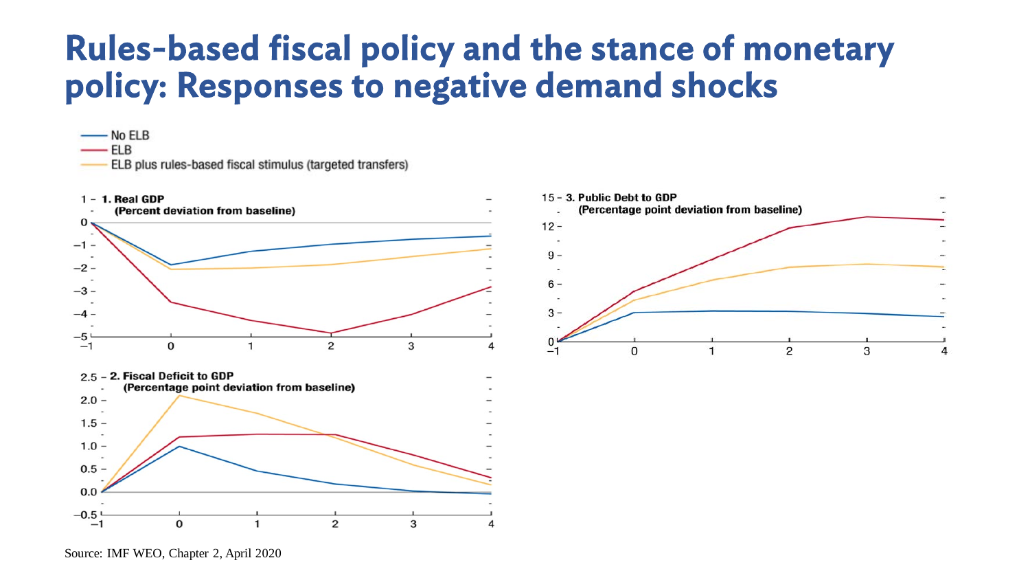# Rules-based fiscal policy and the stance of monetary policy: Responses to negative demand shocks

- No ELB
- ELB
- ELB plus rules-based fiscal stimulus (targeted transfers)

**1. Real GDP**
**(Percent deviation from baseline)**

**2. Fiscal Deficit to GDP**
**(Percentage point deviation from baseline)**

**3. Public Debt to GDP**
**(Percentage point deviation from baseline)**

Source: IMF WEO, Chapter 2, April 2020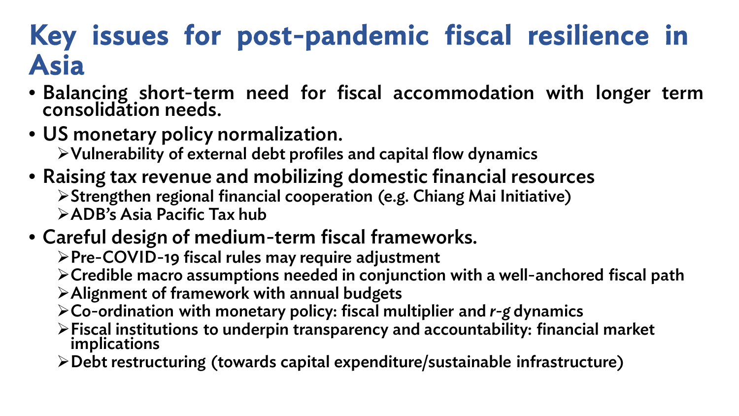# Key issues for post-pandemic fiscal resilience in Asia

- Balancing short-term need for fiscal accommodation with longer term consolidation needs.
- US monetary policy normalization.
  - Vulnerability of external debt profiles and capital flow dynamics
- Raising tax revenue and mobilizing domestic financial resources
  - Strengthen regional financial cooperation (e.g. Chiang Mai Initiative)
  - ADB's Asia Pacific Tax hub
- Careful design of medium-term fiscal frameworks.
  - Pre-COVID-19 fiscal rules may require adjustment
  - Credible macro assumptions needed in conjunction with a well-anchored fiscal path
  - Alignment of framework with annual budgets
  - Co-ordination with monetary policy: fiscal multiplier and $r$-$g$ dynamics
  - Fiscal institutions to underpin transparency and accountability: financial market implications
  - Debt restructuring (towards capital expenditure/sustainable infrastructure)